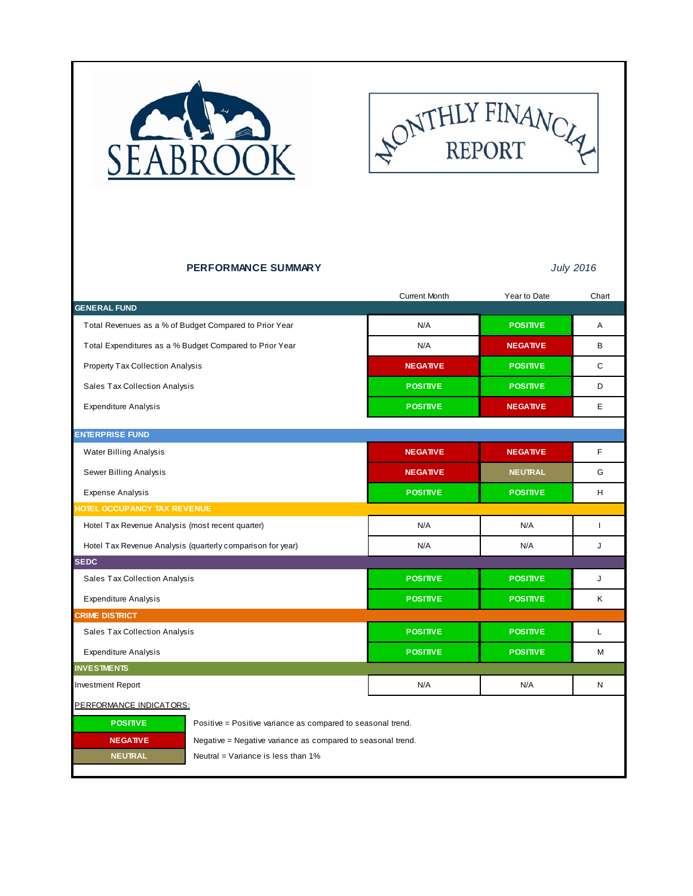SEABROOK

# MONTHLY FINANCIAL REPORT

## PERFORMANCE SUMMARY

*July 2016*

| | Current Month | Year to Date | Chart |
|---|---|---|---|
| **GENERAL FUND** | | | |
| Total Revenues as a % of Budget Compared to Prior Year | N/A | POSITIVE | A |
| Total Expenditures as a % Budget Compared to Prior Year | N/A | NEGATIVE | B |
| Property Tax Collection Analysis | NEGATIVE | POSITIVE | C |
| Sales Tax Collection Analysis | POSITIVE | POSITIVE | D |
| Expenditure Analysis | POSITIVE | NEGATIVE | E |
| **ENTERPRISE FUND** | | | |
| Water Billing Analysis | NEGATIVE | NEGATIVE | F |
| Sewer Billing Analysis | NEGATIVE | NEUTRAL | G |
| Expense Analysis | POSITIVE | POSITIVE | H |
| **HOTEL OCCUPANCY TAX REVENUE** | | | |
| Hotel Tax Revenue Analysis (most recent quarter) | N/A | N/A | I |
| Hotel Tax Revenue Analysis (quarterly comparison for year) | N/A | N/A | J |
| **SEDC** | | | |
| Sales Tax Collection Analysis | POSITIVE | POSITIVE | J |
| Expenditure Analysis | POSITIVE | POSITIVE | K |
| **CRIME DISTRICT** | | | |
| Sales Tax Collection Analysis | POSITIVE | POSITIVE | L |
| Expenditure Analysis | POSITIVE | POSITIVE | M |
| **INVESTMENTS** | | | |
| Investment Report | N/A | N/A | N |

PERFORMANCE INDICATORS:

| | |
|---|---|
| POSITIVE | Positive = Positive variance as compared to seasonal trend. |
| NEGATIVE | Negative = Negative variance as compared to seasonal trend. |
| NEUTRAL | Neutral = Variance is less than 1% |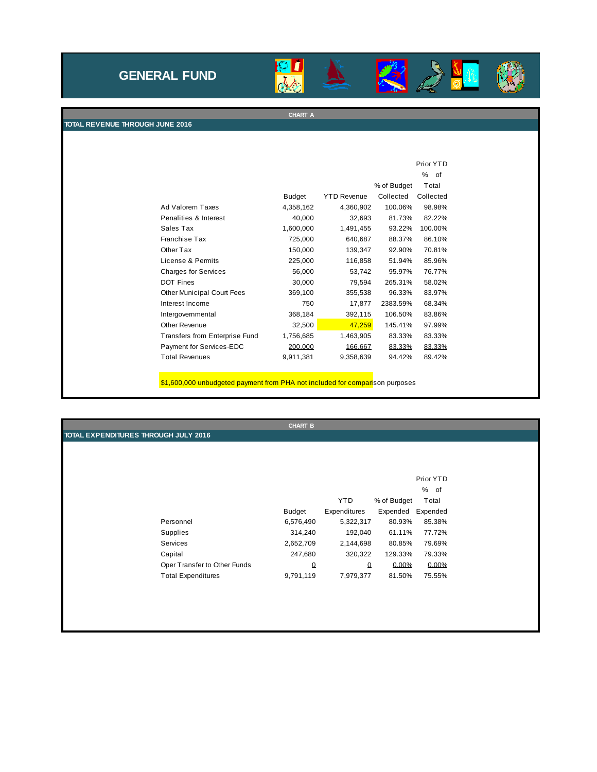# GENERAL FUND

## CHART A

### TOTAL REVENUE THROUGH JUNE 2016

| | Budget | YTD Revenue | % of Budget Collected | Prior YTD % of Total Collected |
|---|---|---|---|---|
| Ad Valorem Taxes | 4,358,162 | 4,360,902 | 100.06% | 98.98% |
| Penalities & Interest | 40,000 | 32,693 | 81.73% | 82.22% |
| Sales Tax | 1,600,000 | 1,491,455 | 93.22% | 100.00% |
| Franchise Tax | 725,000 | 640,687 | 88.37% | 86.10% |
| Other Tax | 150,000 | 139,347 | 92.90% | 70.81% |
| License & Permits | 225,000 | 116,858 | 51.94% | 85.96% |
| Charges for Services | 56,000 | 53,742 | 95.97% | 76.77% |
| DOT Fines | 30,000 | 79,594 | 265.31% | 58.02% |
| Other Municipal Court Fees | 369,100 | 355,538 | 96.33% | 83.97% |
| Interest Income | 750 | 17,877 | 2383.59% | 68.34% |
| Intergovernmental | 368,184 | 392,115 | 106.50% | 83.86% |
| Other Revenue | 32,500 | 47,259 | 145.41% | 97.99% |
| Transfers from Enterprise Fund | 1,756,685 | 1,463,905 | 83.33% | 83.33% |
| Payment for Services-EDC | 200,000 | 166,667 | 83.33% | 83.33% |
| Total Revenues | 9,911,381 | 9,358,639 | 94.42% | 89.42% |

$1,600,000 unbudgeted payment from PHA not included for comparison purposes

## CHART B

### TOTAL EXPENDITURES THROUGH JULY 2016

| | Budget | YTD Expenditures | % of Budget Expended | Prior YTD % of Total Expended |
|---|---|---|---|---|
| Personnel | 6,576,490 | 5,322,317 | 80.93% | 85.38% |
| Supplies | 314,240 | 192,040 | 61.11% | 77.72% |
| Services | 2,652,709 | 2,144,698 | 80.85% | 79.69% |
| Capital | 247,680 | 320,322 | 129.33% | 79.33% |
| Oper Transfer to Other Funds | 0 | 0 | 0.00% | 0.00% |
| Total Expenditures | 9,791,119 | 7,979,377 | 81.50% | 75.55% |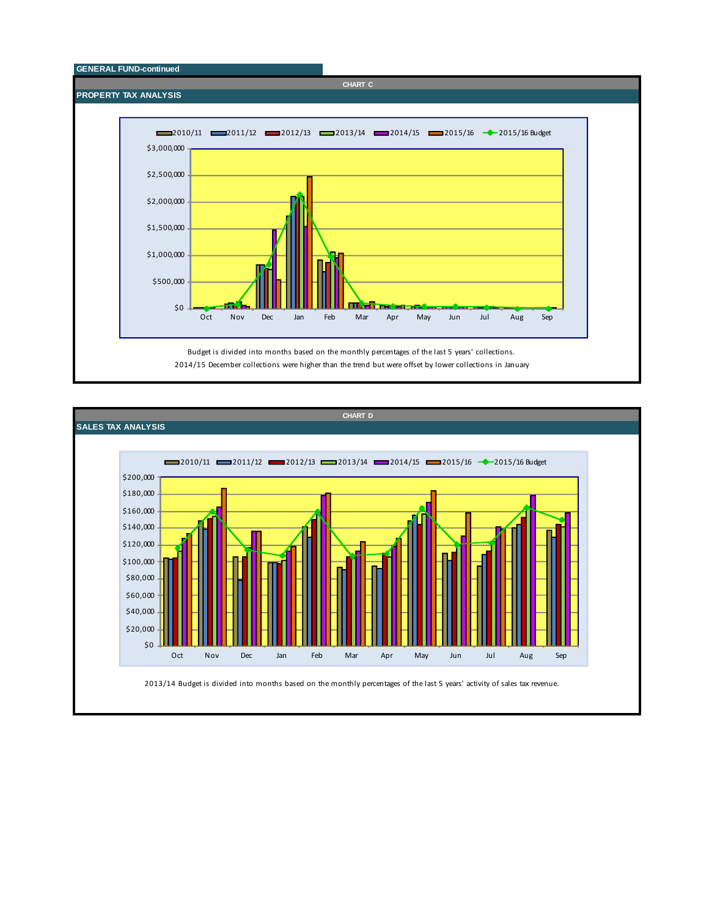**GENERAL FUND-continued**

**CHART C**

## PROPERTY TAX ANALYSIS

Budget is divided into months based on the monthly percentages of the last 5 years' collections.
2014/15 December collections were higher than the trend but were offset by lower collections in January

**CHART D**

## SALES TAX ANALYSIS

2013/14 Budget is divided into months based on the monthly percentages of the last 5 years' activity of sales tax revenue.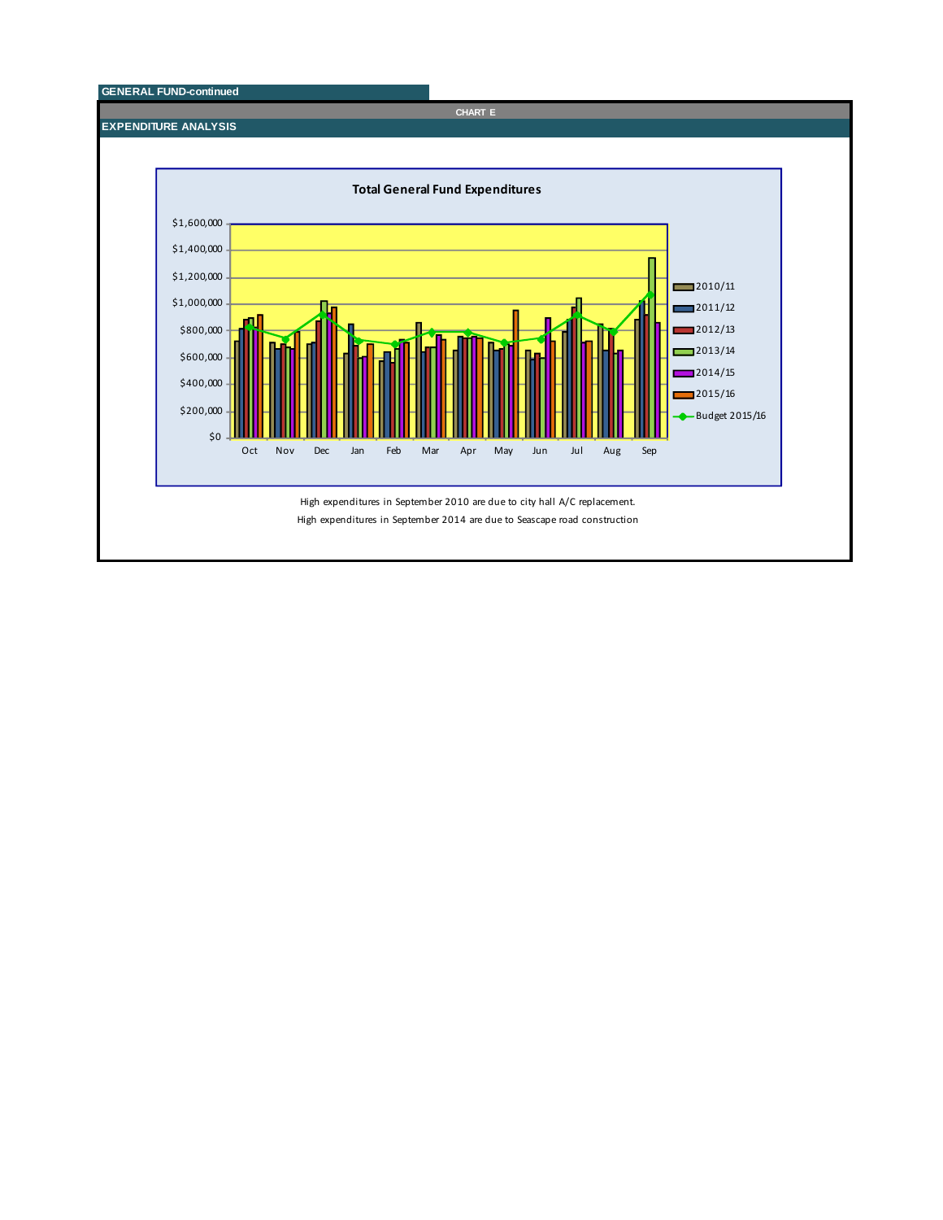GENERAL FUND-continued

CHART E

## EXPENDITURE ANALYSIS

**Total General Fund Expenditures**

$1,600,000
$1,400,000
$1,200,000
$1,000,000
$800,000
$600,000
$400,000
$200,000
$0

Oct Nov Dec Jan Feb Mar Apr May Jun Jul Aug Sep

2010/11
2011/12
2012/13
2013/14
2014/15
2015/16
Budget 2015/16

High expenditures in September 2010 are due to city hall A/C replacement.

High expenditures in September 2014 are due to Seascape road construction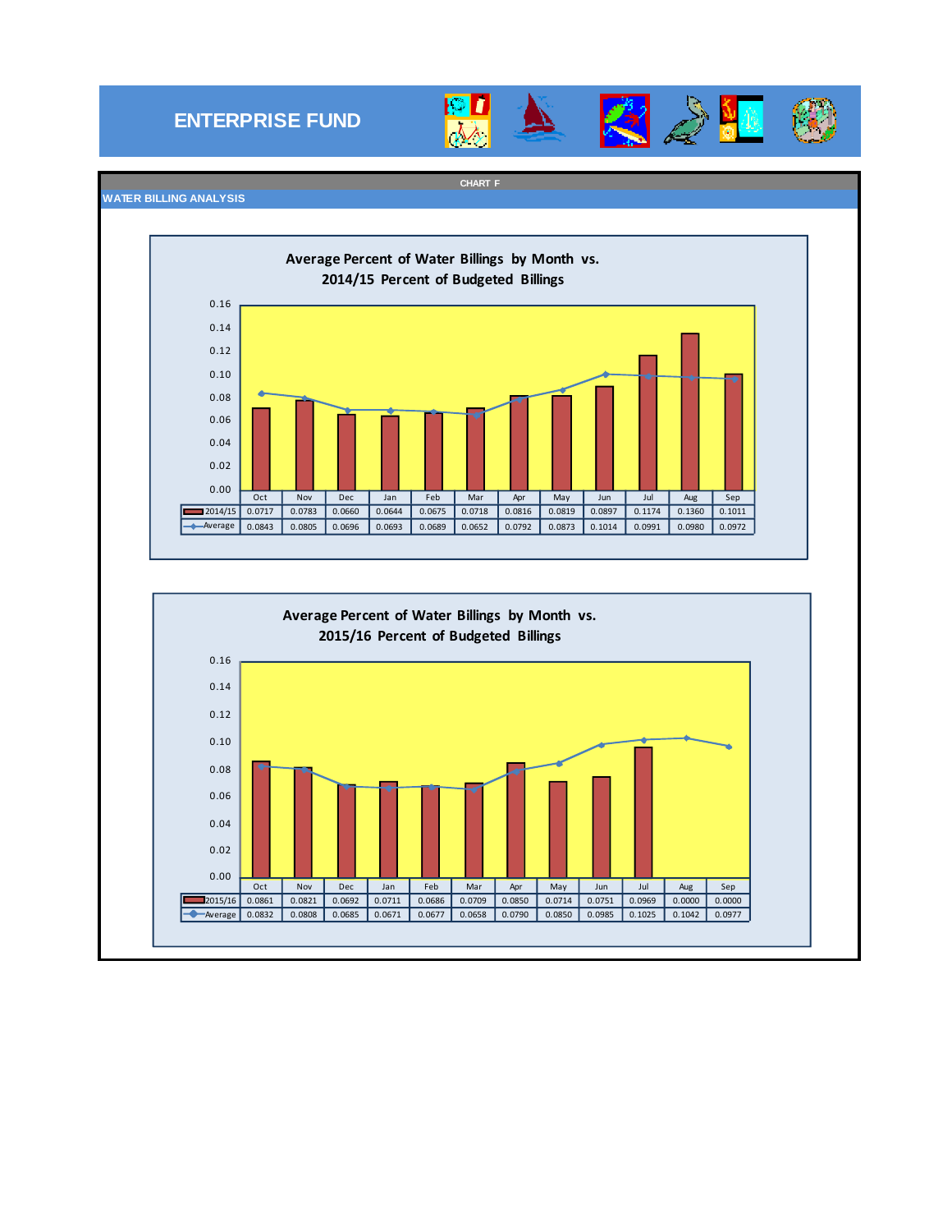# ENTERPRISE FUND

## CHART F

### WATER BILLING ANALYSIS

**Average Percent of Water Billings by Month vs. 2014/15 Percent of Budgeted Billings**

| | Oct | Nov | Dec | Jan | Feb | Mar | Apr | May | Jun | Jul | Aug | Sep |
|---|---|---|---|---|---|---|---|---|---|---|---|---|
| 2014/15 | 0.0717 | 0.0783 | 0.0660 | 0.0644 | 0.0675 | 0.0718 | 0.0816 | 0.0819 | 0.0897 | 0.1174 | 0.1360 | 0.1011 |
| Average | 0.0843 | 0.0805 | 0.0696 | 0.0693 | 0.0689 | 0.0652 | 0.0792 | 0.0873 | 0.1014 | 0.0991 | 0.0980 | 0.0972 |

**Average Percent of Water Billings by Month vs. 2015/16 Percent of Budgeted Billings**

| | Oct | Nov | Dec | Jan | Feb | Mar | Apr | May | Jun | Jul | Aug | Sep |
|---|---|---|---|---|---|---|---|---|---|---|---|---|
| 2015/16 | 0.0861 | 0.0821 | 0.0692 | 0.0711 | 0.0686 | 0.0709 | 0.0850 | 0.0714 | 0.0751 | 0.0969 | 0.0000 | 0.0000 |
| Average | 0.0832 | 0.0808 | 0.0685 | 0.0671 | 0.0677 | 0.0658 | 0.0790 | 0.0850 | 0.0985 | 0.1025 | 0.1042 | 0.0977 |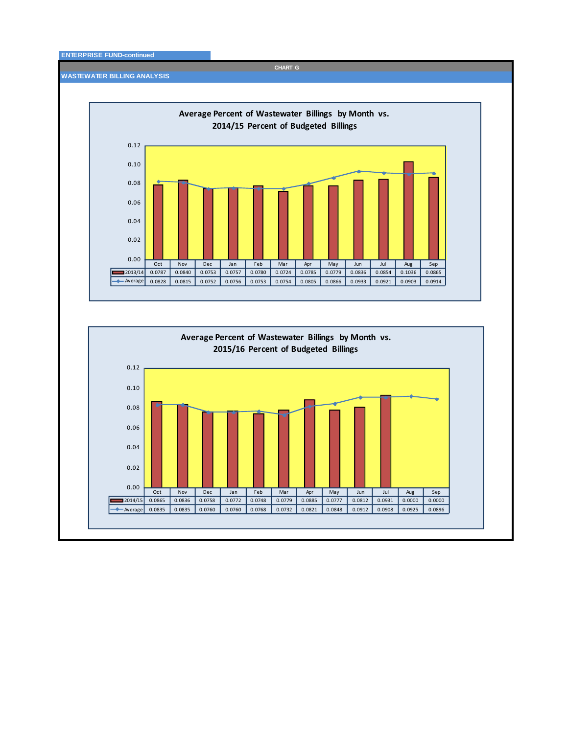ENTERPRISE FUND-continued

CHART G

WASTEWATER BILLING ANALYSIS

### Average Percent of Wastewater Billings by Month vs. 2014/15 Percent of Budgeted Billings

| | Oct | Nov | Dec | Jan | Feb | Mar | Apr | May | Jun | Jul | Aug | Sep |
|---|---|---|---|---|---|---|---|---|---|---|---|---|
| 2013/14 | 0.0787 | 0.0840 | 0.0753 | 0.0757 | 0.0780 | 0.0724 | 0.0785 | 0.0779 | 0.0836 | 0.0854 | 0.1036 | 0.0865 |
| Average | 0.0828 | 0.0815 | 0.0752 | 0.0756 | 0.0753 | 0.0754 | 0.0805 | 0.0866 | 0.0933 | 0.0921 | 0.0903 | 0.0914 |

### Average Percent of Wastewater Billings by Month vs. 2015/16 Percent of Budgeted Billings

| | Oct | Nov | Dec | Jan | Feb | Mar | Apr | May | Jun | Jul | Aug | Sep |
|---|---|---|---|---|---|---|---|---|---|---|---|---|
| 2014/15 | 0.0865 | 0.0836 | 0.0758 | 0.0772 | 0.0748 | 0.0779 | 0.0885 | 0.0777 | 0.0812 | 0.0931 | 0.0000 | 0.0000 |
| Average | 0.0835 | 0.0835 | 0.0760 | 0.0760 | 0.0768 | 0.0732 | 0.0821 | 0.0848 | 0.0912 | 0.0908 | 0.0925 | 0.0896 |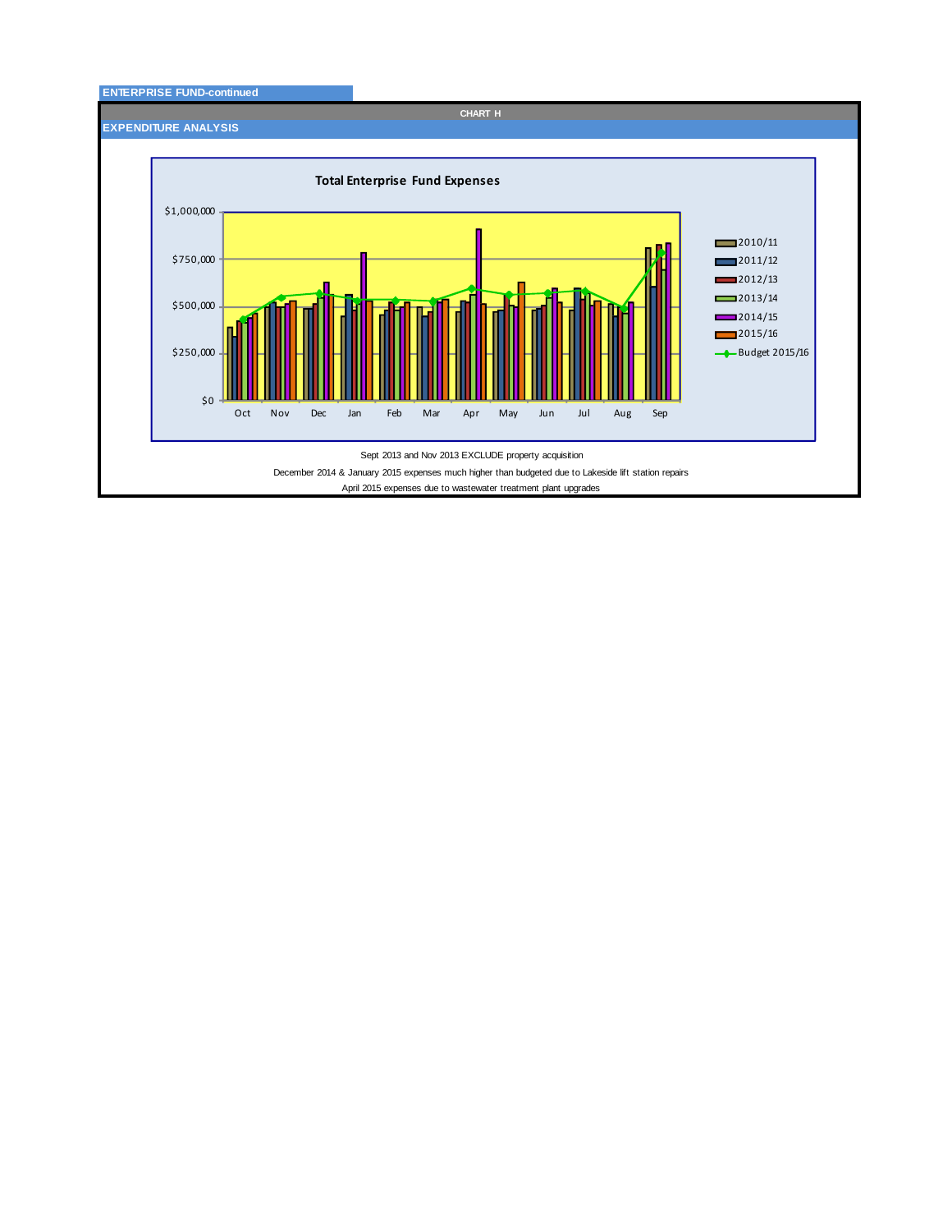**ENTERPRISE FUND-continued**

**CHART H**

## EXPENDITURE ANALYSIS

**Total Enterprise Fund Expenses**

$1,000,000
$750,000
$500,000
$250,000
$0

Oct Nov Dec Jan Feb Mar Apr May Jun Jul Aug Sep

2010/11
2011/12
2012/13
2013/14
2014/15
2015/16
Budget 2015/16

Sept 2013 and Nov 2013 EXCLUDE property acquisition

December 2014 & January 2015 expenses much higher than budgeted due to Lakeside lift station repairs

April 2015 expenses due to wastewater treatment plant upgrades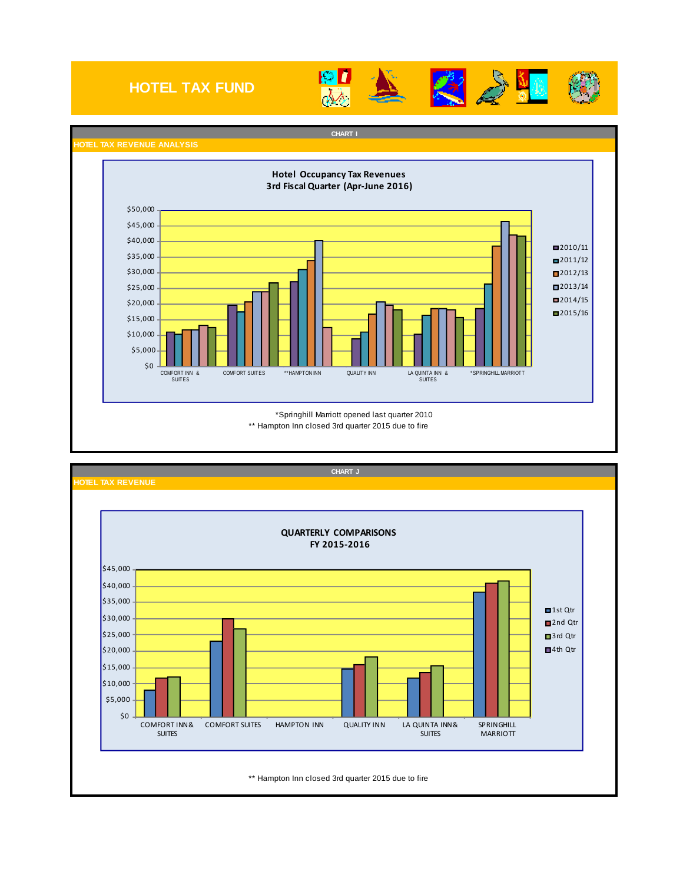# HOTEL TAX FUND

CHART I

## HOTEL TAX REVENUE ANALYSIS

**Hotel Occupancy Tax Revenues**
**3rd Fiscal Quarter (Apr-June 2016)**

*Springhill Marriott opened last quarter 2010

** Hampton Inn closed 3rd quarter 2015 due to fire

CHART J

## HOTEL TAX REVENUE

**QUARTERLY COMPARISONS**
**FY 2015-2016**

** Hampton Inn closed 3rd quarter 2015 due to fire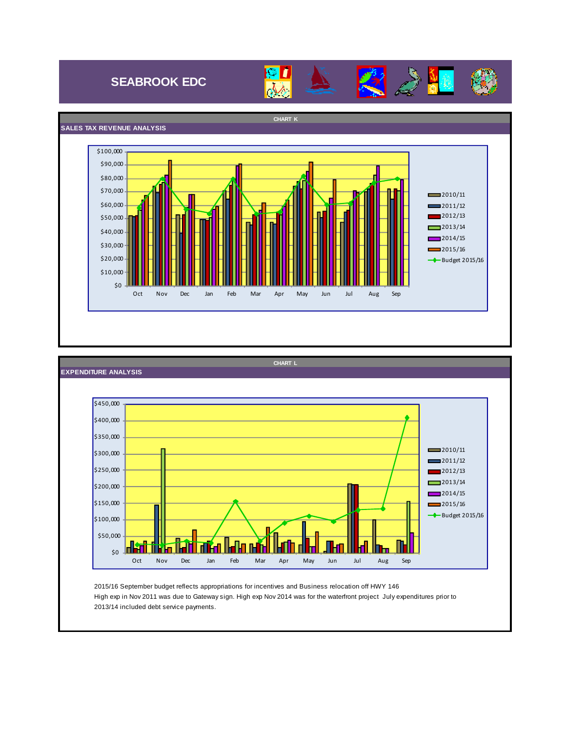# SEABROOK EDC

CHART K

## SALES TAX REVENUE ANALYSIS

CHART L

## EXPENDITURE ANALYSIS

2015/16 September budget reflects appropriations for incentives and Business relocation off HWY 146

High exp in Nov 2011 was due to Gateway sign. High exp Nov 2014 was for the waterfront project July expenditures prior to 2013/14 included debt service payments.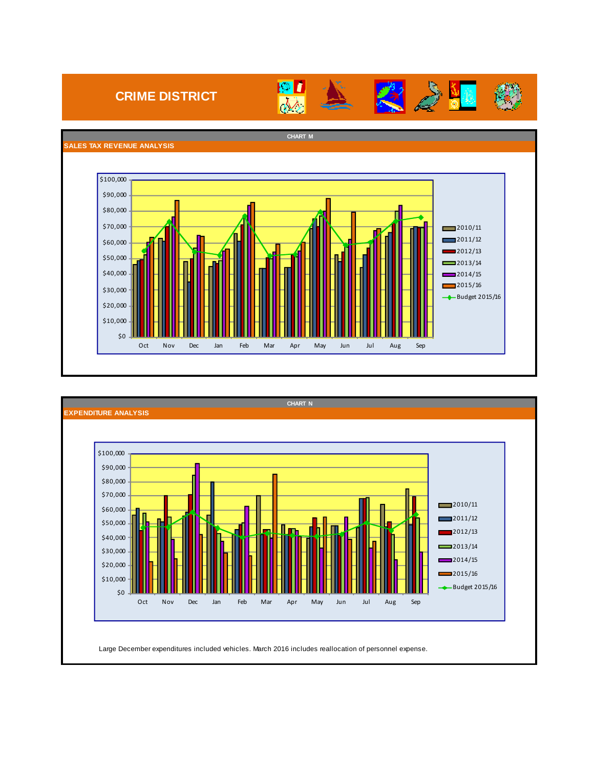# CRIME DISTRICT

CHART M

## SALES TAX REVENUE ANALYSIS

$100,000
$90,000
$80,000
$70,000
$60,000
$50,000
$40,000
$30,000
$20,000
$10,000
$0

Oct Nov Dec Jan Feb Mar Apr May Jun Jul Aug Sep

2010/11
2011/12
2012/13
2013/14
2014/15
2015/16
Budget 2015/16

CHART N

## EXPENDITURE ANALYSIS

$100,000
$90,000
$80,000
$70,000
$60,000
$50,000
$40,000
$30,000
$20,000
$10,000
$0

Oct Nov Dec Jan Feb Mar Apr May Jun Jul Aug Sep

2010/11
2011/12
2012/13
2013/14
2014/15
2015/16
Budget 2015/16

Large December expenditures included vehicles. March 2016 includes reallocation of personnel expense.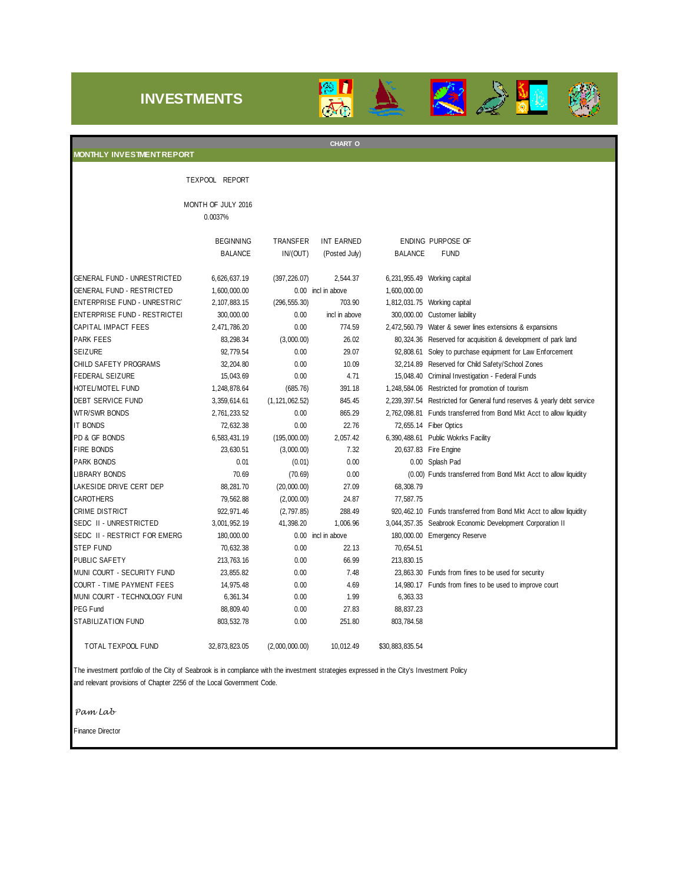# INVESTMENTS

CHART O

## MONTHLY INVESTMENT REPORT

TEXPOOL REPORT

MONTH OF JULY 2016

0.0037%

| | BEGINNING BALANCE | TRANSFER IN/(OUT) | INT EARNED (Posted July) | ENDING BALANCE | PURPOSE OF FUND |
|---|---|---|---|---|---|
| GENERAL FUND - UNRESTRICTED | 6,626,637.19 | (397,226.07) | 2,544.37 | 6,231,955.49 | Working capital |
| GENERAL FUND - RESTRICTED | 1,600,000.00 | 0.00 | incl in above | 1,600,000.00 | |
| ENTERPRISE FUND - UNRESTRICT | 2,107,883.15 | (296,555.30) | 703.90 | 1,812,031.75 | Working capital |
| ENTERPRISE FUND - RESTRICTEI | 300,000.00 | 0.00 | incl in above | 300,000.00 | Customer liability |
| CAPITAL IMPACT FEES | 2,471,786.20 | 0.00 | 774.59 | 2,472,560.79 | Water & sewer lines extensions & expansions |
| PARK FEES | 83,298.34 | (3,000.00) | 26.02 | 80,324.36 | Reserved for acquisition & development of park land |
| SEIZURE | 92,779.54 | 0.00 | 29.07 | 92,808.61 | Soley to purchase equipment for Law Enforcement |
| CHILD SAFETY PROGRAMS | 32,204.80 | 0.00 | 10.09 | 32,214.89 | Reserved for Child Safety/School Zones |
| FEDERAL SEIZURE | 15,043.69 | 0.00 | 4.71 | 15,048.40 | Criminal Investigation - Federal Funds |
| HOTEL/MOTEL FUND | 1,248,878.64 | (685.76) | 391.18 | 1,248,584.06 | Restricted for promotion of tourism |
| DEBT SERVICE FUND | 3,359,614.61 | (1,121,062.52) | 845.45 | 2,239,397.54 | Restricted for General fund reserves & yearly debt service |
| WTR/SWR BONDS | 2,761,233.52 | 0.00 | 865.29 | 2,762,098.81 | Funds transferred from Bond Mkt Acct to allow liquidity |
| IT BONDS | 72,632.38 | 0.00 | 22.76 | 72,655.14 | Fiber Optics |
| PD & GF BONDS | 6,583,431.19 | (195,000.00) | 2,057.42 | 6,390,488.61 | Public Wokrks Facility |
| FIRE BONDS | 23,630.51 | (3,000.00) | 7.32 | 20,637.83 | Fire Engine |
| PARK BONDS | 0.01 | (0.01) | 0.00 | 0.00 | Splash Pad |
| LIBRARY BONDS | 70.69 | (70.69) | 0.00 | (0.00) | Funds transferred from Bond Mkt Acct to allow liquidity |
| LAKESIDE DRIVE CERT DEP | 88,281.70 | (20,000.00) | 27.09 | 68,308.79 | |
| CAROTHERS | 79,562.88 | (2,000.00) | 24.87 | 77,587.75 | |
| CRIME DISTRICT | 922,971.46 | (2,797.85) | 288.49 | 920,462.10 | Funds transferred from Bond Mkt Acct to allow liquidity |
| SEDC II - UNRESTRICTED | 3,001,952.19 | 41,398.20 | 1,006.96 | 3,044,357.35 | Seabrook Economic Development Corporation II |
| SEDC II - RESTRICT FOR EMERG | 180,000.00 | 0.00 | incl in above | 180,000.00 | Emergency Reserve |
| STEP FUND | 70,632.38 | 0.00 | 22.13 | 70,654.51 | |
| PUBLIC SAFETY | 213,763.16 | 0.00 | 66.99 | 213,830.15 | |
| MUNI COURT - SECURITY FUND | 23,855.82 | 0.00 | 7.48 | 23,863.30 | Funds from fines to be used for security |
| COURT - TIME PAYMENT FEES | 14,975.48 | 0.00 | 4.69 | 14,980.17 | Funds from fines to be used to improve court |
| MUNI COURT - TECHNOLOGY FUNI | 6,361.34 | 0.00 | 1.99 | 6,363.33 | |
| PEG Fund | 88,809.40 | 0.00 | 27.83 | 88,837.23 | |
| STABILIZATION FUND | 803,532.78 | 0.00 | 251.80 | 803,784.58 | |
| TOTAL TEXPOOL FUND | 32,873,823.05 | (2,000,000.00) | 10,012.49 | $30,883,835.54 | |

The investment portfolio of the City of Seabrook is in compliance with the investment strategies expressed in the City's Investment Policy and relevant provisions of Chapter 2256 of the Local Government Code.

*Pam Lab*

Finance Director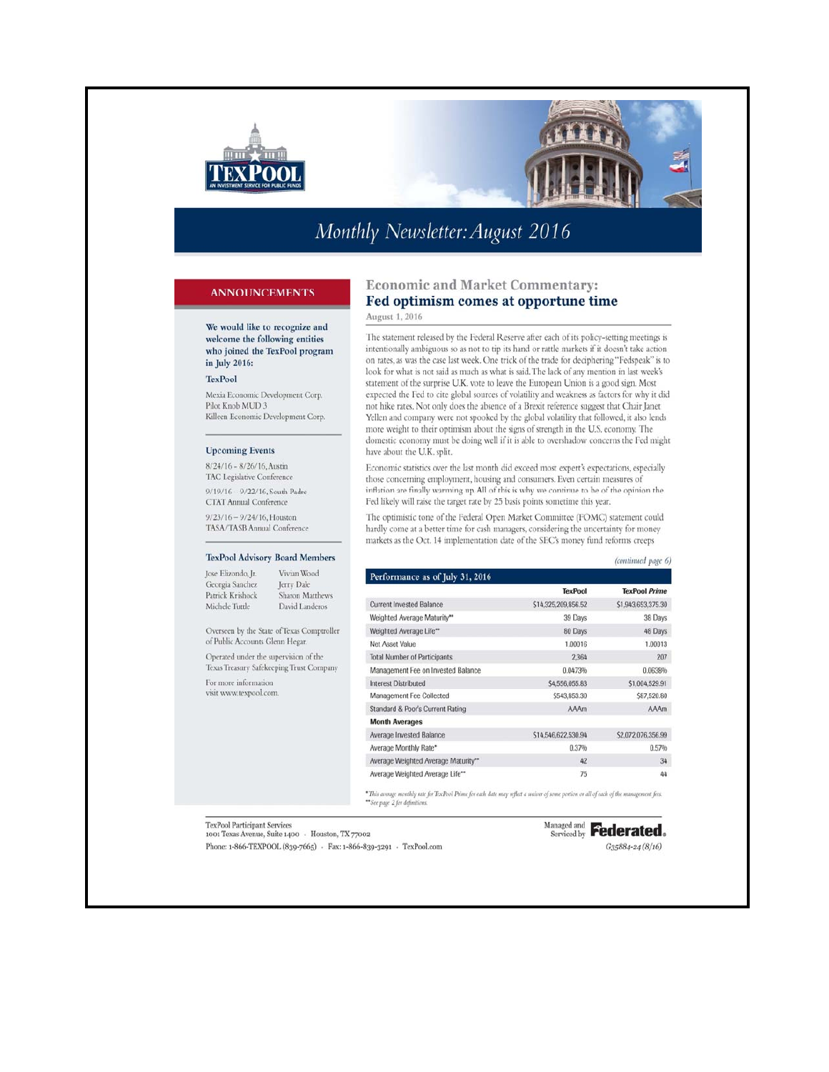# Monthly Newsletter: August 2016

## ANNOUNCEMENTS

**We would like to recognize and welcome the following entities who joined the TexPool program in July 2016:**

**TexPool**

Mexia Economic Development Corp.
Pilot Knob MUD 3
Killeen Economic Development Corp.

### Upcoming Events

8/24/16 - 8/26/16, Austin
TAC Legislative Conference

9/19/16 - 9/22/16, South Padre
CTAT Annual Conference

9/23/16 – 9/24/16, Houston
TASA/TASB Annual Conference

### TexPool Advisory Board Members

Jose Elizondo, Jr.
Georgia Sanchez
Patrick Krishock
Michele Tuttle
Vivian Wood
Jerry Dale
Sharon Matthews
David Landeros

Overseen by the State of Texas Comptroller of Public Accounts Glenn Hegar.

Operated under the supervision of the Texas Treasury Safekeeping Trust Company.

For more information visit www.texpool.com.

## Economic and Market Commentary: Fed optimism comes at opportune time

August 1, 2016

The statement released by the Federal Reserve after each of its policy-setting meetings is intentionally ambiguous so as not to tip its hand or rattle markets if it doesn't take action on rates, as was the case last week. One trick of the trade for deciphering "Fedspeak" is to look for what is not said as much as what is said. The lack of any mention in last week's statement of the surprise U.K. vote to leave the European Union is a good sign. Most expected the Fed to cite global sources of volatility and weakness as factors for why it did not hike rates. Not only does the absence of a Brexit reference suggest that Chair Janet Yellen and company were not spooked by the global volatility that followed, it also lends more weight to their optimism about the signs of strength in the U.S. economy. The domestic economy must be doing well if it is able to overshadow concerns the Fed might have about the U.K. split.

Economic statistics over the last month did exceed most expert's expectations, especially those concerning employment, housing and consumers. Even certain measures of inflation are finally warming up. All of this is why we continue to be of the opinion the Fed likely will raise the target rate by 25 basis points sometime this year.

The optimistic tone of the Federal Open Market Committee (FOMC) statement could hardly come at a better time for cash managers, considering the uncertainty for money markets as the Oct. 14 implementation date of the SEC's money fund reforms creeps

*(continued page 6)*

| Performance as of July 31, 2016 | TexPool | TexPool *Prime* |
|---|---|---|
| Current Invested Balance | $14,325,209,856.52 | $1,943,653,375.30 |
| Weighted Average Maturity** | 39 Days | 38 Days |
| Weighted Average Life** | 80 Days | 48 Days |
| Net Asset Value | 1.00016 | 1.00013 |
| Total Number of Participants | 2,364 | 207 |
| Management Fee on Invested Balance | 0.0473% | 0.0638% |
| Interest Distributed | $4,556,055.83 | $1,004,529.91 |
| Management Fee Collected | $543,853.30 | $87,520.80 |
| Standard & Poor's Current Rating | AAAm | AAAm |
| **Month Averages** | | |
| Average Invested Balance | $14,546,622,530.94 | $2,072,076,356.99 |
| Average Monthly Rate* | 0.37% | 0.57% |
| Average Weighted Average Maturity** | 42 | 34 |
| Average Weighted Average Life** | 75 | 44 |

*This average monthly rate for TexPool Prime for each date may reflect a waiver of some portion or all of each of the management fees.*
***See page 2 for definitions.*

TexPool Participant Services
1001 Texas Avenue, Suite 1400 · Houston, TX 77002
Phone: 1-866-TEXPOOL (839-7665) · Fax: 1-866-839-3291 · TexPool.com

Managed and Serviced by Federated.

G35884-24 (8/16)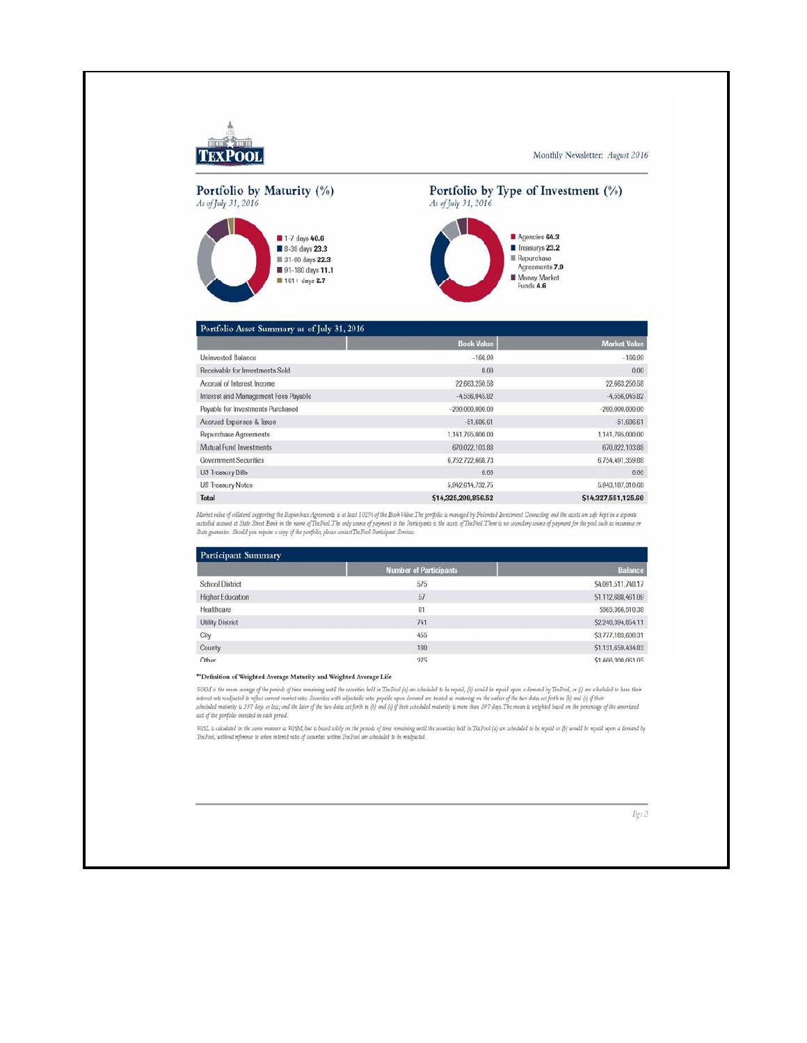TexPool

Monthly Newsletter: *August 2016*

## Portfolio by Maturity (%)

*As of July 31, 2016*

- 1-7 days **40.6**
- 8-30 days **23.3**
- 31-90 days **22.3**
- 91-180 days **11.1**
- 181+ days **2.7**

## Portfolio by Type of Investment (%)

*As of July 31, 2016*

- Agencies **64.3**
- Treasurys **23.2**
- Repurchase Agreements **7.9**
- Money Market Funds **4.6**

## Portfolio Asset Summary as of July 31, 2016

| | Book Value | Market Value |
|---|---|---|
| Uninvested Balance | -166.99 | -166.99 |
| Receivable for Investments Sold | 0.00 | 0.00 |
| Accrual of Interest Income | 22,663,250.58 | 22,663,250.58 |
| Interest and Management Fees Payable | -4,556,045.82 | -4,556,045.82 |
| Payable for Investments Purchased | -200,000,000.00 | -200,000,000.00 |
| Accrued Expenses & Taxes | -51,696.61 | -51,696.61 |
| Repurchase Agreements | 1,141,795,000.00 | 1,141,795,000.00 |
| Mutual Fund Investments | 670,022,103.88 | 670,022,103.88 |
| Government Securities | 6,752,722,668.73 | 6,754,491,359.88 |
| US Treasury Bills | 0.00 | 0.00 |
| US Treasury Notes | 5,942,614,732.75 | 5,943,187,310.68 |
| **Total** | **$14,325,209,856.52** | **$14,327,551,125.60** |

*Market value of collateral supporting the Repurchase Agreements is at least 102% of the Book Value. The portfolio is managed by Federated Investment Counseling and the assets are safe kept in a separate custodial account at State Street Bank in the name of TexPool. The only source of payment to the Participants is the assets of TexPool. There is no secondary source of payment for the pool such as insurance or State guarantee. Should you require a copy of the portfolio, please contact TexPool Participant Services.*

## Participant Summary

| | Number of Participants | Balance |
|---|---|---|
| School District | 575 | $4,081,511,748.17 |
| Higher Education | 57 | $1,112,688,461.09 |
| Healthcare | 81 | $565,366,510.38 |
| Utility District | 741 | $2,240,394,854.11 |
| City | 455 | $3,777,183,600.31 |
| County | 180 | $1,131,659,434.83 |
| Other | 275 | $1,466,300,061.05 |

**\*Definition of Weighted Average Maturity and Weighted Average Life**

*WAM is the mean average of the periods of time remaining until the securities held in TexPool (a) are scheduled to be repaid, (b) would be repaid upon a demand by TexPool, or (c) are scheduled to have their interest rate readjusted to reflect current market rates. Securities with adjustable rates payable upon demand are treated as maturing on the earlier of the two dates set forth in (b) and (c) if their scheduled maturity is 397 days or less; and the later of the two dates set forth in (b) and (c) if their scheduled maturity is more than 397 days. The mean is weighted based on the percentage of the amortized cost of the portfolio invested in each period.*

*WAL is calculated in the same manner as WAM, but is based solely on the periods of time remaining until the securities held in TexPool (a) are scheduled to be repaid or (b) would be repaid upon a demand by TexPool, without reference to when interest rates of securities within TexPool are scheduled to be readjusted.*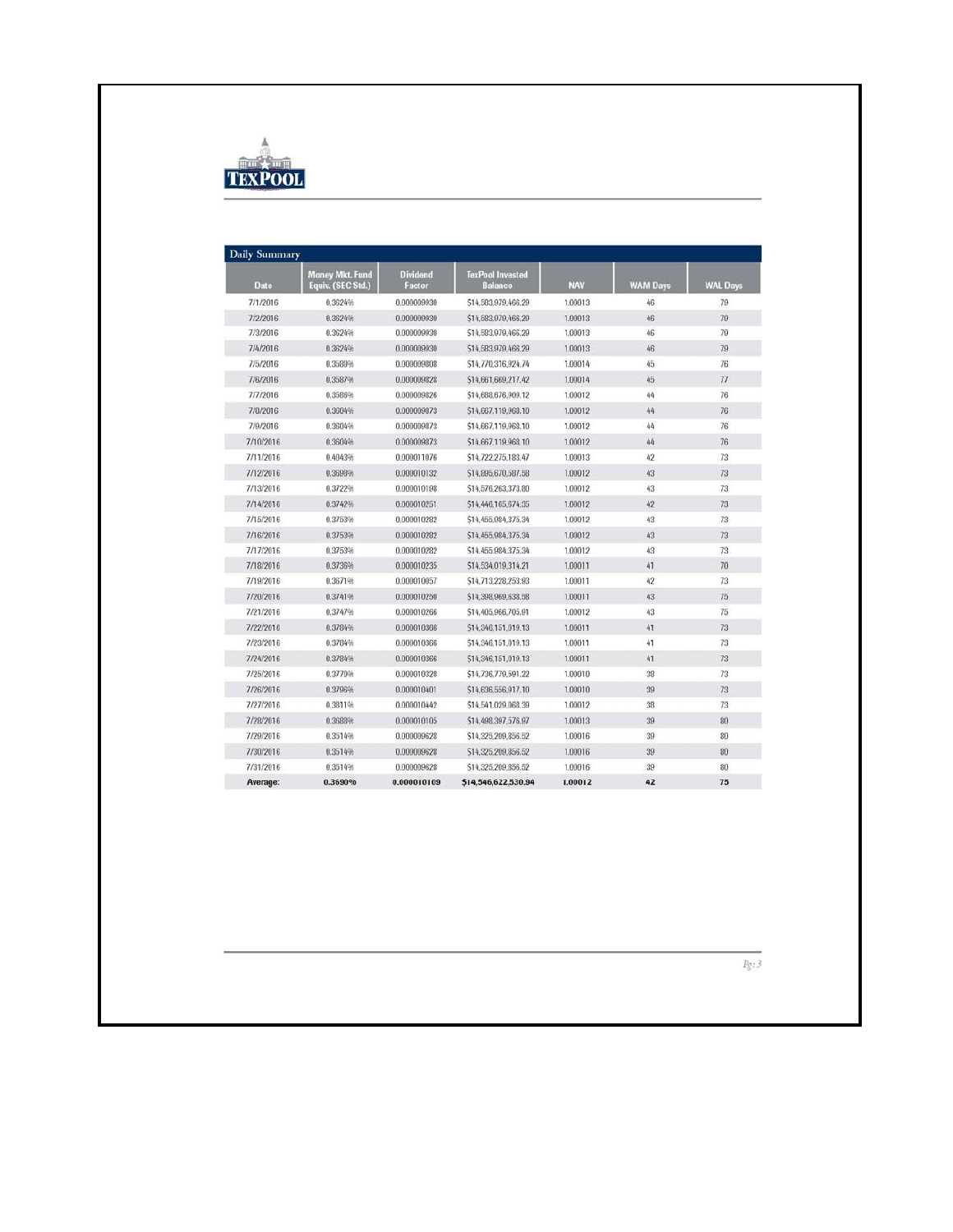## Daily Summary

| Date | Money Mkt. Fund Equiv. (SEC Std.) | Dividend Factor | TexPool Invested Balance | NAV | WAM Days | WAL Days |
|---|---|---|---|---|---|---|
| 7/1/2016 | 0.3624% | 0.000009930 | $14,583,979,466.29 | 1.00013 | 46 | 79 |
| 7/2/2016 | 0.3624% | 0.000009930 | $14,583,979,466.29 | 1.00013 | 46 | 79 |
| 7/3/2016 | 0.3624% | 0.000009930 | $14,583,979,466.29 | 1.00013 | 46 | 79 |
| 7/4/2016 | 0.3624% | 0.000009930 | $14,583,979,466.29 | 1.00013 | 46 | 79 |
| 7/5/2016 | 0.3580% | 0.000009808 | $14,770,316,924.74 | 1.00014 | 45 | 76 |
| 7/6/2016 | 0.3587% | 0.000009828 | $14,661,669,217.42 | 1.00014 | 45 | 77 |
| 7/7/2016 | 0.3586% | 0.000009826 | $14,688,676,909.12 | 1.00012 | 44 | 76 |
| 7/8/2016 | 0.3604% | 0.000009873 | $14,667,119,968.10 | 1.00012 | 44 | 76 |
| 7/9/2016 | 0.3604% | 0.000009873 | $14,667,119,968.10 | 1.00012 | 44 | 76 |
| 7/10/2016 | 0.3604% | 0.000009873 | $14,667,119,968.10 | 1.00012 | 44 | 76 |
| 7/11/2016 | 0.4043% | 0.000011076 | $14,722,275,183.47 | 1.00013 | 42 | 73 |
| 7/12/2016 | 0.3699% | 0.000010132 | $14,695,670,597.58 | 1.00012 | 43 | 73 |
| 7/13/2016 | 0.3722% | 0.000010198 | $14,576,263,373.80 | 1.00012 | 43 | 73 |
| 7/14/2016 | 0.3742% | 0.000010251 | $14,446,165,674.35 | 1.00012 | 42 | 73 |
| 7/15/2016 | 0.3753% | 0.000010282 | $14,455,984,375.34 | 1.00012 | 43 | 73 |
| 7/16/2016 | 0.3753% | 0.000010282 | $14,455,984,375.34 | 1.00012 | 43 | 73 |
| 7/17/2016 | 0.3753% | 0.000010282 | $14,455,984,375.34 | 1.00012 | 43 | 73 |
| 7/18/2016 | 0.3736% | 0.000010235 | $14,534,019,314.21 | 1.00011 | 41 | 70 |
| 7/19/2016 | 0.3671% | 0.000010057 | $14,713,228,253.93 | 1.00011 | 42 | 73 |
| 7/20/2016 | 0.3741% | 0.000010250 | $14,398,969,638.58 | 1.00011 | 43 | 75 |
| 7/21/2016 | 0.3747% | 0.000010266 | $14,405,966,705.91 | 1.00012 | 43 | 75 |
| 7/22/2016 | 0.3784% | 0.000010366 | $14,346,151,019.13 | 1.00011 | 41 | 73 |
| 7/23/2016 | 0.3784% | 0.000010366 | $14,346,151,019.13 | 1.00011 | 41 | 73 |
| 7/24/2016 | 0.3784% | 0.000010366 | $14,346,151,019.13 | 1.00011 | 41 | 73 |
| 7/25/2016 | 0.3770% | 0.000010328 | $14,736,779,591.22 | 1.00010 | 38 | 73 |
| 7/26/2016 | 0.3796% | 0.000010401 | $14,636,556,917.10 | 1.00010 | 39 | 73 |
| 7/27/2016 | 0.3811% | 0.000010442 | $14,541,029,968.39 | 1.00012 | 38 | 73 |
| 7/28/2016 | 0.3688% | 0.000010105 | $14,498,397,576.97 | 1.00013 | 39 | 80 |
| 7/29/2016 | 0.3514% | 0.000009628 | $14,325,209,856.52 | 1.00016 | 39 | 80 |
| 7/30/2016 | 0.3514% | 0.000009628 | $14,325,209,856.52 | 1.00016 | 39 | 80 |
| 7/31/2016 | 0.3514% | 0.000009628 | $14,325,209,856.52 | 1.00016 | 39 | 80 |
| **Average:** | **0.3690%** | **0.000010109** | **$14,546,622,530.94** | **1.00012** | **42** | **75** |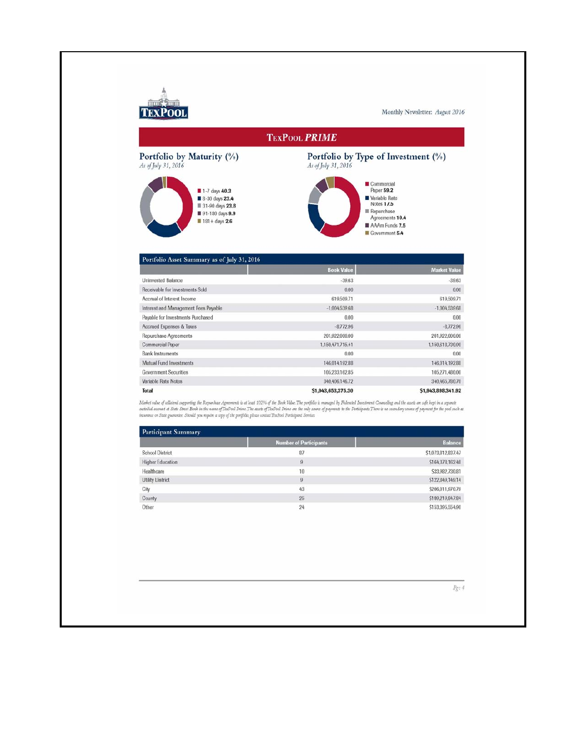Monthly Newsletter: *August 2016*

## TexPool *PRIME*

### Portfolio by Maturity (%)

*As of July 31, 2016*

- 1-7 days **40.3**
- 8-30 days **23.4**
- 31-90 days **23.8**
- 91-180 days **9.9**
- 181+ days **2.6**

### Portfolio by Type of Investment (%)

*As of July 31, 2016*

- Commercial Paper **59.2**
- Variable Rate Notes **17.5**
- Repurchase Agreements **10.4**
- AAAm Funds **7.5**
- Government **5.4**

### Portfolio Asset Summary as of July 31, 2016

| | Book Value | Market Value |
|---|---|---|
| Uninvested Balance | -39.63 | -39.63 |
| Receivable for Investments Sold | 0.00 | 0.00 |
| Accrual of Interest Income | 619,509.71 | 619,509.71 |
| Interest and Management Fees Payable | -1,004,539.68 | -1,004,539.68 |
| Payable for Investments Purchased | 0.00 | 0.00 |
| Accrued Expenses & Taxes | -8,772.96 | -8,772.96 |
| Repurchase Agreements | 201,922,000.00 | 201,922,000.00 |
| Commercial Paper | 1,150,471,715.41 | 1,150,618,730.00 |
| Bank Instruments | 0.00 | 0.00 |
| Mutual Fund Investments | 146,014,192.88 | 146,014,192.88 |
| Government Securities | 105,233,162.85 | 105,271,480.00 |
| Variable Rate Notes | 340,406,146.72 | 340,465,780.70 |
| **Total** | **$1,943,653,375.30** | **$1,943,898,341.92** |

*Market value of collateral supporting the Repurchase Agreements is at least 102% of the Book Value. The portfolio is managed by Federated Investment Counseling and the assets are safe kept in a separate custodial account at State Street Bank in the name of TexPool Prime. The assets of TexPool Prime are the only source of payments to the Participants. There is no secondary source of payment for the pool such as insurance or State guarantee. Should you require a copy of the portfolio, please contact TexPool Participant Services.*

### Participant Summary

| | Number of Participants | Balance |
|---|---|---|
| School District | 87 | $1,073,812,837.47 |
| Higher Education | 9 | $164,378,162.48 |
| Healthcare | 10 | $33,982,730.81 |
| Utility District | 9 | $122,849,149.14 |
| City | 43 | $206,011,970.79 |
| County | 25 | $189,210,847.84 |
| Other | 24 | $153,395,554.90 |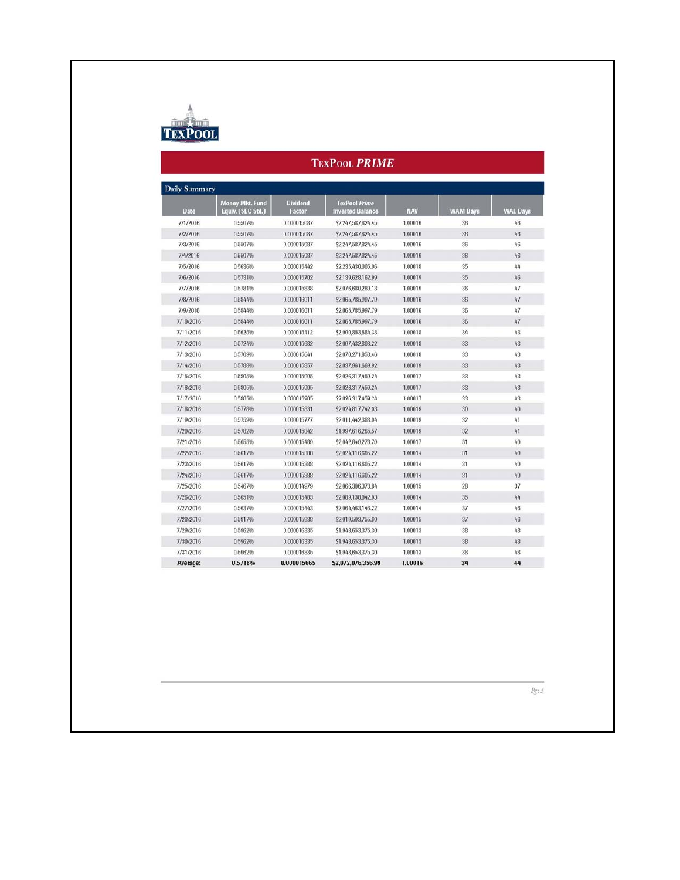# TexPool *Prime*

## Daily Summary

| Date | Money Mkt. Fund Equiv. (SEC Std.) | Dividend Factor | TexPool *Prime* Invested Balance | NAV | WAM Days | WAL Days |
|---|---|---|---|---|---|---|
| 7/1/2016 | 0.5507% | 0.000015087 | $2,247,587,824.45 | 1.00016 | 36 | 46 |
| 7/2/2016 | 0.5507% | 0.000015087 | $2,247,587,824.45 | 1.00016 | 36 | 46 |
| 7/3/2016 | 0.5507% | 0.000015087 | $2,247,587,824.45 | 1.00016 | 36 | 46 |
| 7/4/2016 | 0.5507% | 0.000015087 | $2,247,587,824.45 | 1.00016 | 36 | 46 |
| 7/5/2016 | 0.5636% | 0.000015442 | $2,235,430,005.06 | 1.00018 | 35 | 44 |
| 7/6/2016 | 0.5731% | 0.000015702 | $2,139,628,162.99 | 1.00019 | 35 | 46 |
| 7/7/2016 | 0.5781% | 0.000015838 | $2,076,680,280.13 | 1.00019 | 36 | 47 |
| 7/8/2016 | 0.5844% | 0.000016011 | $2,065,785,997.79 | 1.00016 | 36 | 47 |
| 7/9/2016 | 0.5844% | 0.000016011 | $2,065,785,997.79 | 1.00016 | 36 | 47 |
| 7/10/2016 | 0.5844% | 0.000016011 | $2,065,785,997.79 | 1.00016 | 36 | 47 |
| 7/11/2016 | 0.5625% | 0.000015412 | $2,090,853,684.33 | 1.00018 | 34 | 43 |
| 7/12/2016 | 0.5724% | 0.000015682 | $2,097,432,808.22 | 1.00018 | 33 | 43 |
| 7/13/2016 | 0.5709% | 0.000015641 | $2,070,271,853.46 | 1.00018 | 33 | 43 |
| 7/14/2016 | 0.5788% | 0.000015857 | $2,037,961,669.92 | 1.00019 | 33 | 43 |
| 7/15/2016 | 0.5805% | 0.000015905 | $2,026,317,459.24 | 1.00017 | 33 | 43 |
| 7/16/2016 | 0.5805% | 0.000015905 | $2,026,317,459.24 | 1.00017 | 33 | 43 |
| 7/17/2016 | 0.5805% | 0.000015905 | $2,026,317,459.24 | 1.00017 | 33 | 43 |
| 7/18/2016 | 0.5778% | 0.000015831 | $2,024,817,742.03 | 1.00019 | 30 | 40 |
| 7/19/2016 | 0.5759% | 0.000015777 | $2,011,442,388.04 | 1.00019 | 32 | 41 |
| 7/20/2016 | 0.5782% | 0.000015842 | $1,997,616,265.57 | 1.00019 | 32 | 41 |
| 7/21/2016 | 0.5653% | 0.000015489 | $2,042,049,278.79 | 1.00017 | 31 | 40 |
| 7/22/2016 | 0.5617% | 0.000015388 | $2,024,116,605.22 | 1.00014 | 31 | 40 |
| 7/23/2016 | 0.5617% | 0.000015388 | $2,024,116,605.22 | 1.00014 | 31 | 40 |
| 7/24/2016 | 0.5617% | 0.000015388 | $2,024,116,605.22 | 1.00014 | 31 | 40 |
| 7/25/2016 | 0.5467% | 0.000014979 | $2,066,306,373.84 | 1.00015 | 28 | 37 |
| 7/26/2016 | 0.5651% | 0.000015483 | $2,089,138,042.03 | 1.00014 | 35 | 44 |
| 7/27/2016 | 0.5637% | 0.000015443 | $2,064,463,146.22 | 1.00014 | 37 | 46 |
| 7/28/2016 | 0.5817% | 0.000015938 | $2,019,503,765.60 | 1.00015 | 37 | 46 |
| 7/29/2016 | 0.5962% | 0.000016335 | $1,943,653,375.30 | 1.00013 | 38 | 48 |
| 7/30/2016 | 0.5962% | 0.000016335 | $1,943,653,375.30 | 1.00013 | 38 | 48 |
| 7/31/2016 | 0.5962% | 0.000016335 | $1,943,653,375.30 | 1.00013 | 38 | 48 |
| **Average:** | **0.5718%** | **0.000015665** | **$2,072,076,356.99** | **1.00016** | **34** | **44** |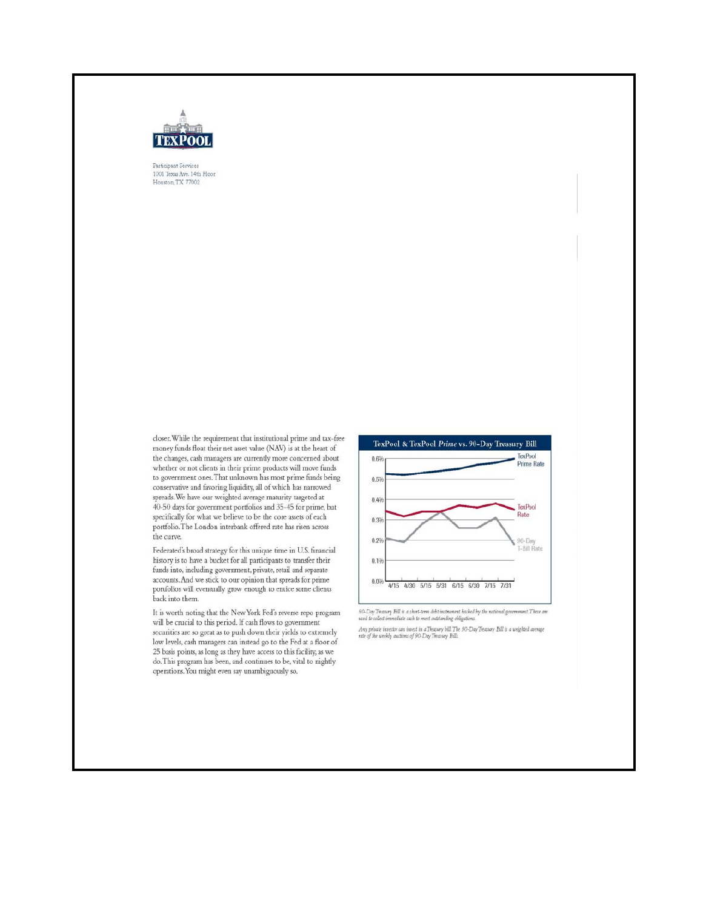Participant Services
1001 Texas Ave. 14th Floor
Houston, TX 77002

closer. While the requirement that institutional prime and tax-free money funds float their net asset value (NAV) is at the heart of the changes, cash managers are currently more concerned about whether or not clients in their prime products will move funds to government ones. That unknown has most prime funds being conservative and favoring liquidity, all of which has narrowed spreads. We have our weighted average maturity targeted at 40-50 days for government portfolios and 35-45 for prime, but specifically for what we believe to be the core assets of each portfolio. The London interbank offered rate has risen across the curve.

Federated's broad strategy for this unique time in U.S. financial history is to have a bucket for all participants to transfer their funds into, including government, private, retail and separate accounts. And we stick to our opinion that spreads for prime portfolios will eventually grow enough to entice some clients back into them.

It is worth noting that the New York Fed's reverse repo program will be crucial to this period. If cash flows to government securities are so great as to push down their yields to extremely low levels, cash managers can instead go to the Fed at a floor of 25 basis points, as long as they have access to this facility, as we do. This program has been, and continues to be, vital to nightly operations. You might even say unambiguously so.

**TexPool & TexPool *Prime* vs. 90-Day Treasury Bill**

0.6%
0.5%
0.4%
0.3%
0.2%
0.1%
0.0%

4/15 4/30 5/15 5/31 6/15 6/30 7/15 7/31

TexPool Prime Rate

TexPool Rate

90-Day T-Bill Rate

*90-Day Treasury Bill is a short-term debt instrument backed by the national government. These are used to collect immediate cash to meet outstanding obligations.*

*Any private investor can invest in a Treasury bill. The 90-Day Treasury Bill is a weighted average rate of the weekly auctions of 90-Day Treasury Bills.*